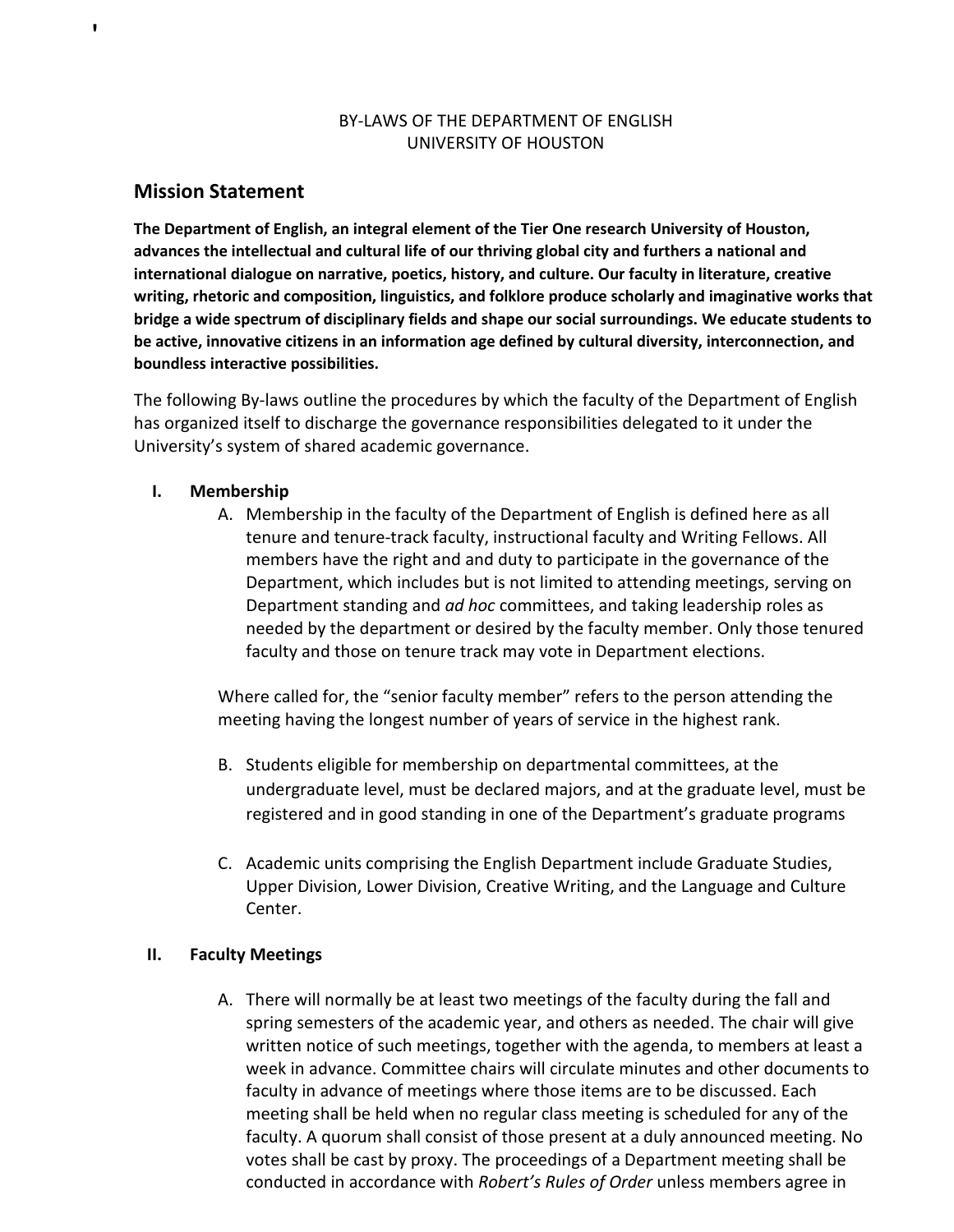BY-LAWS OF THE DEPARTMENT OF ENGLISH
UNIVERSITY OF HOUSTON

## Mission Statement

**The Department of English, an integral element of the Tier One research University of Houston, advances the intellectual and cultural life of our thriving global city and furthers a national and international dialogue on narrative, poetics, history, and culture. Our faculty in literature, creative writing, rhetoric and composition, linguistics, and folklore produce scholarly and imaginative works that bridge a wide spectrum of disciplinary fields and shape our social surroundings. We educate students to be active, innovative citizens in an information age defined by cultural diversity, interconnection, and boundless interactive possibilities.**

The following By-laws outline the procedures by which the faculty of the Department of English has organized itself to discharge the governance responsibilities delegated to it under the University's system of shared academic governance.

### I. Membership

A. Membership in the faculty of the Department of English is defined here as all tenure and tenure-track faculty, instructional faculty and Writing Fellows. All members have the right and and duty to participate in the governance of the Department, which includes but is not limited to attending meetings, serving on Department standing and *ad hoc* committees, and taking leadership roles as needed by the department or desired by the faculty member. Only those tenured faculty and those on tenure track may vote in Department elections.

Where called for, the "senior faculty member" refers to the person attending the meeting having the longest number of years of service in the highest rank.

B. Students eligible for membership on departmental committees, at the undergraduate level, must be declared majors, and at the graduate level, must be registered and in good standing in one of the Department's graduate programs

C. Academic units comprising the English Department include Graduate Studies, Upper Division, Lower Division, Creative Writing, and the Language and Culture Center.

### II. Faculty Meetings

A. There will normally be at least two meetings of the faculty during the fall and spring semesters of the academic year, and others as needed. The chair will give written notice of such meetings, together with the agenda, to members at least a week in advance. Committee chairs will circulate minutes and other documents to faculty in advance of meetings where those items are to be discussed. Each meeting shall be held when no regular class meeting is scheduled for any of the faculty. A quorum shall consist of those present at a duly announced meeting. No votes shall be cast by proxy. The proceedings of a Department meeting shall be conducted in accordance with *Robert's Rules of Order* unless members agree in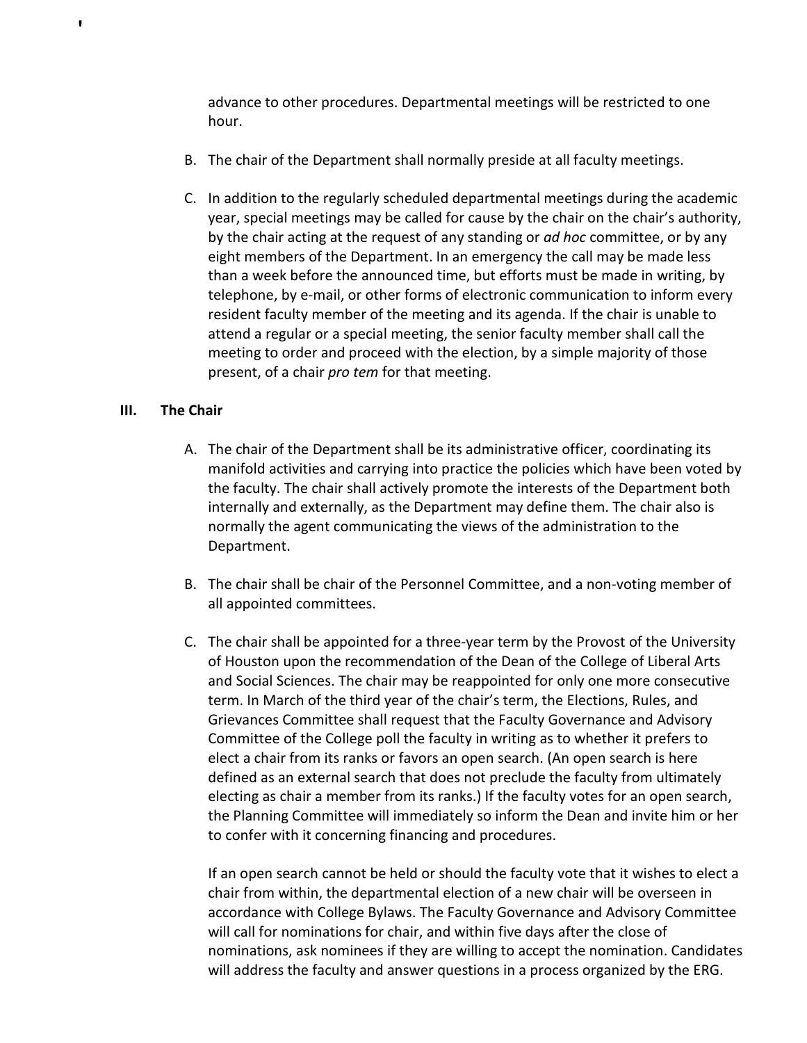advance to other procedures. Departmental meetings will be restricted to one hour.

B. The chair of the Department shall normally preside at all faculty meetings.

C. In addition to the regularly scheduled departmental meetings during the academic year, special meetings may be called for cause by the chair on the chair's authority, by the chair acting at the request of any standing or *ad hoc* committee, or by any eight members of the Department. In an emergency the call may be made less than a week before the announced time, but efforts must be made in writing, by telephone, by e-mail, or other forms of electronic communication to inform every resident faculty member of the meeting and its agenda. If the chair is unable to attend a regular or a special meeting, the senior faculty member shall call the meeting to order and proceed with the election, by a simple majority of those present, of a chair *pro tem* for that meeting.

## III. The Chair

A. The chair of the Department shall be its administrative officer, coordinating its manifold activities and carrying into practice the policies which have been voted by the faculty. The chair shall actively promote the interests of the Department both internally and externally, as the Department may define them. The chair also is normally the agent communicating the views of the administration to the Department.

B. The chair shall be chair of the Personnel Committee, and a non-voting member of all appointed committees.

C. The chair shall be appointed for a three-year term by the Provost of the University of Houston upon the recommendation of the Dean of the College of Liberal Arts and Social Sciences. The chair may be reappointed for only one more consecutive term. In March of the third year of the chair's term, the Elections, Rules, and Grievances Committee shall request that the Faculty Governance and Advisory Committee of the College poll the faculty in writing as to whether it prefers to elect a chair from its ranks or favors an open search. (An open search is here defined as an external search that does not preclude the faculty from ultimately electing as chair a member from its ranks.) If the faculty votes for an open search, the Planning Committee will immediately so inform the Dean and invite him or her to confer with it concerning financing and procedures.

If an open search cannot be held or should the faculty vote that it wishes to elect a chair from within, the departmental election of a new chair will be overseen in accordance with College Bylaws. The Faculty Governance and Advisory Committee will call for nominations for chair, and within five days after the close of nominations, ask nominees if they are willing to accept the nomination. Candidates will address the faculty and answer questions in a process organized by the ERG.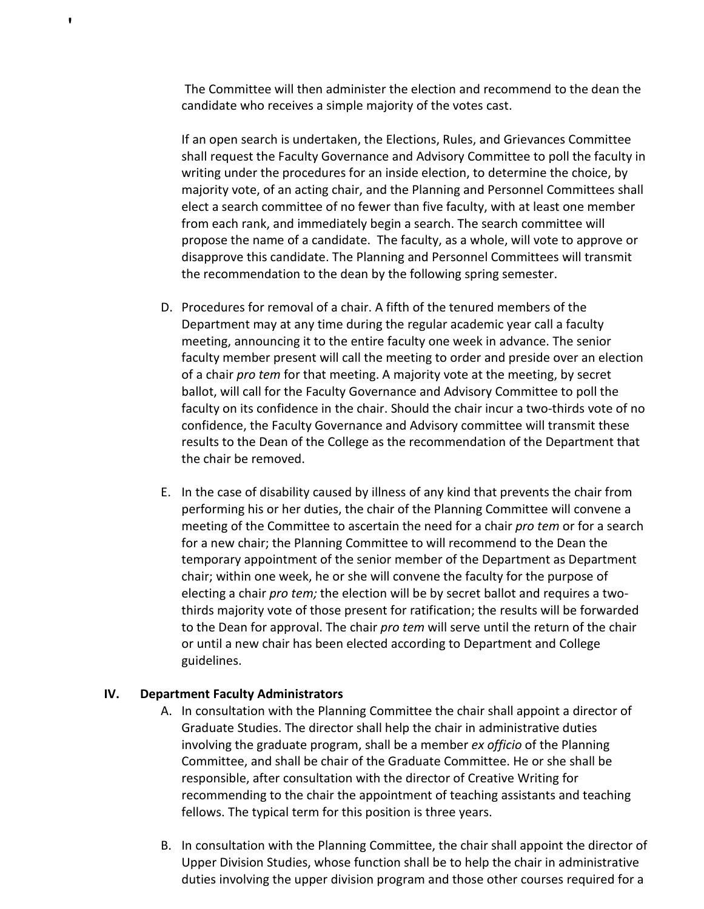The Committee will then administer the election and recommend to the dean the candidate who receives a simple majority of the votes cast.

If an open search is undertaken, the Elections, Rules, and Grievances Committee shall request the Faculty Governance and Advisory Committee to poll the faculty in writing under the procedures for an inside election, to determine the choice, by majority vote, of an acting chair, and the Planning and Personnel Committees shall elect a search committee of no fewer than five faculty, with at least one member from each rank, and immediately begin a search. The search committee will propose the name of a candidate. The faculty, as a whole, will vote to approve or disapprove this candidate. The Planning and Personnel Committees will transmit the recommendation to the dean by the following spring semester.

D. Procedures for removal of a chair. A fifth of the tenured members of the Department may at any time during the regular academic year call a faculty meeting, announcing it to the entire faculty one week in advance. The senior faculty member present will call the meeting to order and preside over an election of a chair *pro tem* for that meeting. A majority vote at the meeting, by secret ballot, will call for the Faculty Governance and Advisory Committee to poll the faculty on its confidence in the chair. Should the chair incur a two-thirds vote of no confidence, the Faculty Governance and Advisory committee will transmit these results to the Dean of the College as the recommendation of the Department that the chair be removed.

E. In the case of disability caused by illness of any kind that prevents the chair from performing his or her duties, the chair of the Planning Committee will convene a meeting of the Committee to ascertain the need for a chair *pro tem* or for a search for a new chair; the Planning Committee to will recommend to the Dean the temporary appointment of the senior member of the Department as Department chair; within one week, he or she will convene the faculty for the purpose of electing a chair *pro tem;* the election will be by secret ballot and requires a two-thirds majority vote of those present for ratification; the results will be forwarded to the Dean for approval. The chair *pro tem* will serve until the return of the chair or until a new chair has been elected according to Department and College guidelines.

## IV. Department Faculty Administrators

A. In consultation with the Planning Committee the chair shall appoint a director of Graduate Studies. The director shall help the chair in administrative duties involving the graduate program, shall be a member *ex officio* of the Planning Committee, and shall be chair of the Graduate Committee. He or she shall be responsible, after consultation with the director of Creative Writing for recommending to the chair the appointment of teaching assistants and teaching fellows. The typical term for this position is three years.

B. In consultation with the Planning Committee, the chair shall appoint the director of Upper Division Studies, whose function shall be to help the chair in administrative duties involving the upper division program and those other courses required for a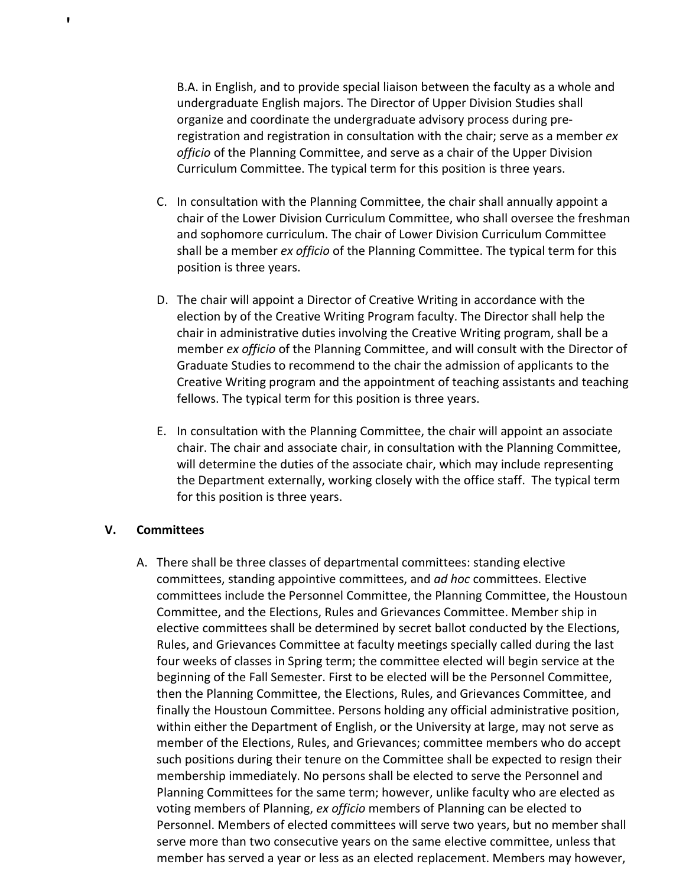B.A. in English, and to provide special liaison between the faculty as a whole and undergraduate English majors. The Director of Upper Division Studies shall organize and coordinate the undergraduate advisory process during pre-registration and registration in consultation with the chair; serve as a member *ex officio* of the Planning Committee, and serve as a chair of the Upper Division Curriculum Committee. The typical term for this position is three years.

C. In consultation with the Planning Committee, the chair shall annually appoint a chair of the Lower Division Curriculum Committee, who shall oversee the freshman and sophomore curriculum. The chair of Lower Division Curriculum Committee shall be a member *ex officio* of the Planning Committee. The typical term for this position is three years.

D. The chair will appoint a Director of Creative Writing in accordance with the election by of the Creative Writing Program faculty. The Director shall help the chair in administrative duties involving the Creative Writing program, shall be a member *ex officio* of the Planning Committee, and will consult with the Director of Graduate Studies to recommend to the chair the admission of applicants to the Creative Writing program and the appointment of teaching assistants and teaching fellows. The typical term for this position is three years.

E. In consultation with the Planning Committee, the chair will appoint an associate chair. The chair and associate chair, in consultation with the Planning Committee, will determine the duties of the associate chair, which may include representing the Department externally, working closely with the office staff. The typical term for this position is three years.

## V. Committees

A. There shall be three classes of departmental committees: standing elective committees, standing appointive committees, and *ad hoc* committees. Elective committees include the Personnel Committee, the Planning Committee, the Houstoun Committee, and the Elections, Rules and Grievances Committee. Member ship in elective committees shall be determined by secret ballot conducted by the Elections, Rules, and Grievances Committee at faculty meetings specially called during the last four weeks of classes in Spring term; the committee elected will begin service at the beginning of the Fall Semester. First to be elected will be the Personnel Committee, then the Planning Committee, the Elections, Rules, and Grievances Committee, and finally the Houstoun Committee. Persons holding any official administrative position, within either the Department of English, or the University at large, may not serve as member of the Elections, Rules, and Grievances; committee members who do accept such positions during their tenure on the Committee shall be expected to resign their membership immediately. No persons shall be elected to serve the Personnel and Planning Committees for the same term; however, unlike faculty who are elected as voting members of Planning, *ex officio* members of Planning can be elected to Personnel. Members of elected committees will serve two years, but no member shall serve more than two consecutive years on the same elective committee, unless that member has served a year or less as an elected replacement. Members may however,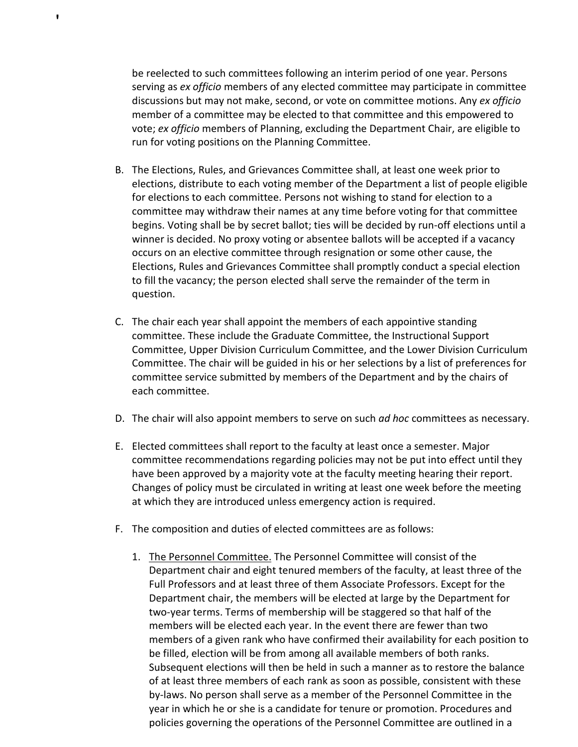be reelected to such committees following an interim period of one year. Persons serving as *ex officio* members of any elected committee may participate in committee discussions but may not make, second, or vote on committee motions. Any *ex officio* member of a committee may be elected to that committee and this empowered to vote; *ex officio* members of Planning, excluding the Department Chair, are eligible to run for voting positions on the Planning Committee.

B. The Elections, Rules, and Grievances Committee shall, at least one week prior to elections, distribute to each voting member of the Department a list of people eligible for elections to each committee. Persons not wishing to stand for election to a committee may withdraw their names at any time before voting for that committee begins. Voting shall be by secret ballot; ties will be decided by run-off elections until a winner is decided. No proxy voting or absentee ballots will be accepted if a vacancy occurs on an elective committee through resignation or some other cause, the Elections, Rules and Grievances Committee shall promptly conduct a special election to fill the vacancy; the person elected shall serve the remainder of the term in question.

C. The chair each year shall appoint the members of each appointive standing committee. These include the Graduate Committee, the Instructional Support Committee, Upper Division Curriculum Committee, and the Lower Division Curriculum Committee. The chair will be guided in his or her selections by a list of preferences for committee service submitted by members of the Department and by the chairs of each committee.

D. The chair will also appoint members to serve on such *ad hoc* committees as necessary.

E. Elected committees shall report to the faculty at least once a semester. Major committee recommendations regarding policies may not be put into effect until they have been approved by a majority vote at the faculty meeting hearing their report. Changes of policy must be circulated in writing at least one week before the meeting at which they are introduced unless emergency action is required.

F. The composition and duties of elected committees are as follows:

   1. The Personnel Committee. The Personnel Committee will consist of the Department chair and eight tenured members of the faculty, at least three of the Full Professors and at least three of them Associate Professors. Except for the Department chair, the members will be elected at large by the Department for two-year terms. Terms of membership will be staggered so that half of the members will be elected each year. In the event there are fewer than two members of a given rank who have confirmed their availability for each position to be filled, election will be from among all available members of both ranks. Subsequent elections will then be held in such a manner as to restore the balance of at least three members of each rank as soon as possible, consistent with these by-laws. No person shall serve as a member of the Personnel Committee in the year in which he or she is a candidate for tenure or promotion. Procedures and policies governing the operations of the Personnel Committee are outlined in a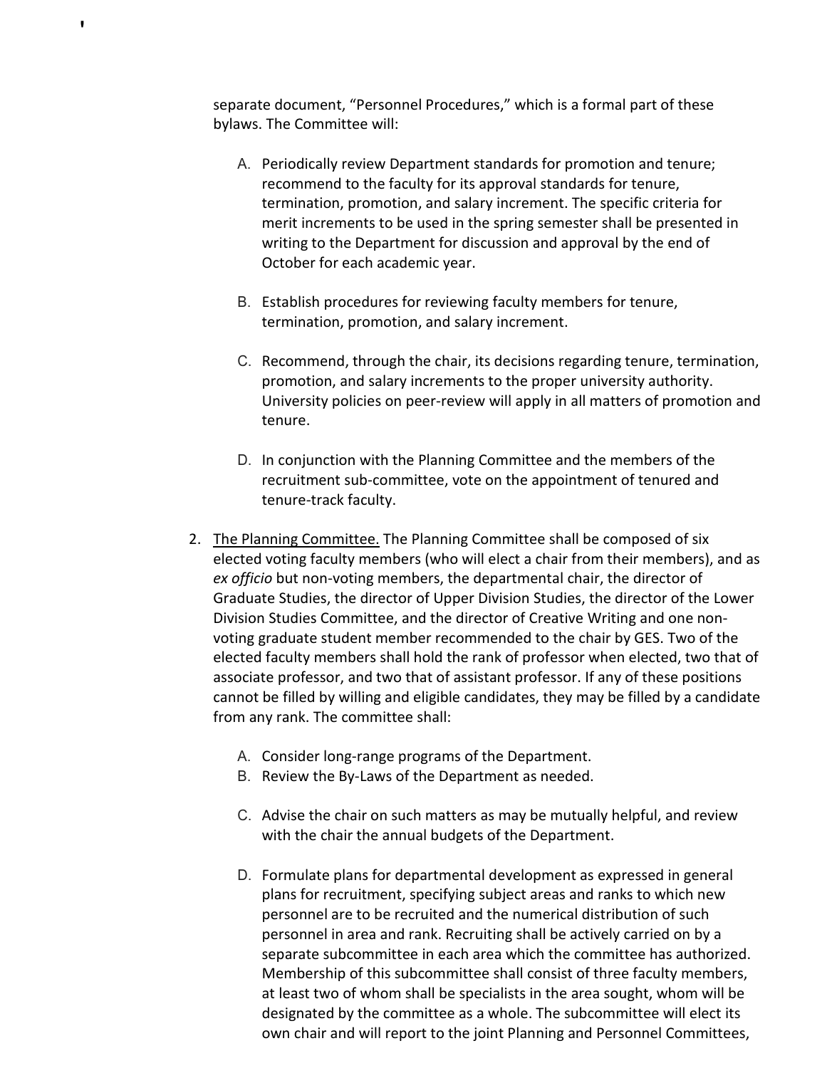separate document, "Personnel Procedures," which is a formal part of these bylaws. The Committee will:

   A. Periodically review Department standards for promotion and tenure; recommend to the faculty for its approval standards for tenure, termination, promotion, and salary increment. The specific criteria for merit increments to be used in the spring semester shall be presented in writing to the Department for discussion and approval by the end of October for each academic year.

   B. Establish procedures for reviewing faculty members for tenure, termination, promotion, and salary increment.

   C. Recommend, through the chair, its decisions regarding tenure, termination, promotion, and salary increments to the proper university authority. University policies on peer-review will apply in all matters of promotion and tenure.

   D. In conjunction with the Planning Committee and the members of the recruitment sub-committee, vote on the appointment of tenured and tenure-track faculty.

2. <u>The Planning Committee.</u> The Planning Committee shall be composed of six elected voting faculty members (who will elect a chair from their members), and as *ex officio* but non-voting members, the departmental chair, the director of Graduate Studies, the director of Upper Division Studies, the director of the Lower Division Studies Committee, and the director of Creative Writing and one non-voting graduate student member recommended to the chair by GES. Two of the elected faculty members shall hold the rank of professor when elected, two that of associate professor, and two that of assistant professor. If any of these positions cannot be filled by willing and eligible candidates, they may be filled by a candidate from any rank. The committee shall:

   A. Consider long-range programs of the Department.
   B. Review the By-Laws of the Department as needed.

   C. Advise the chair on such matters as may be mutually helpful, and review with the chair the annual budgets of the Department.

   D. Formulate plans for departmental development as expressed in general plans for recruitment, specifying subject areas and ranks to which new personnel are to be recruited and the numerical distribution of such personnel in area and rank. Recruiting shall be actively carried on by a separate subcommittee in each area which the committee has authorized. Membership of this subcommittee shall consist of three faculty members, at least two of whom shall be specialists in the area sought, whom will be designated by the committee as a whole. The subcommittee will elect its own chair and will report to the joint Planning and Personnel Committees,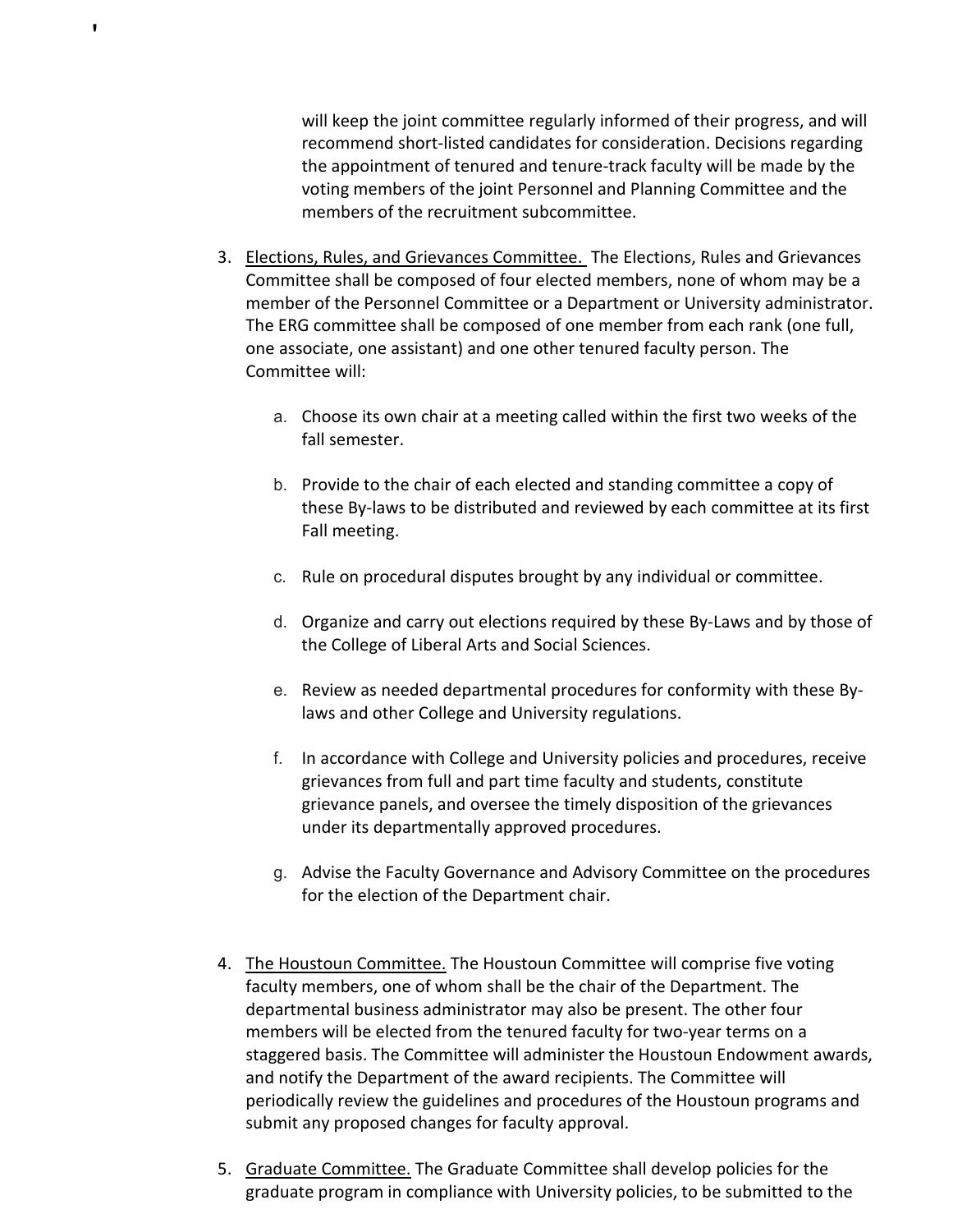will keep the joint committee regularly informed of their progress, and will recommend short-listed candidates for consideration. Decisions regarding the appointment of tenured and tenure-track faculty will be made by the voting members of the joint Personnel and Planning Committee and the members of the recruitment subcommittee.

3. <u>Elections, Rules, and Grievances Committee.</u> The Elections, Rules and Grievances Committee shall be composed of four elected members, none of whom may be a member of the Personnel Committee or a Department or University administrator. The ERG committee shall be composed of one member from each rank (one full, one associate, one assistant) and one other tenured faculty person. The Committee will:

    a. Choose its own chair at a meeting called within the first two weeks of the fall semester.

    b. Provide to the chair of each elected and standing committee a copy of these By-laws to be distributed and reviewed by each committee at its first Fall meeting.

    c. Rule on procedural disputes brought by any individual or committee.

    d. Organize and carry out elections required by these By-Laws and by those of the College of Liberal Arts and Social Sciences.

    e. Review as needed departmental procedures for conformity with these By-laws and other College and University regulations.

    f. In accordance with College and University policies and procedures, receive grievances from full and part time faculty and students, constitute grievance panels, and oversee the timely disposition of the grievances under its departmentally approved procedures.

    g. Advise the Faculty Governance and Advisory Committee on the procedures for the election of the Department chair.

4. <u>The Houstoun Committee.</u> The Houstoun Committee will comprise five voting faculty members, one of whom shall be the chair of the Department. The departmental business administrator may also be present. The other four members will be elected from the tenured faculty for two-year terms on a staggered basis. The Committee will administer the Houstoun Endowment awards, and notify the Department of the award recipients. The Committee will periodically review the guidelines and procedures of the Houstoun programs and submit any proposed changes for faculty approval.

5. <u>Graduate Committee.</u> The Graduate Committee shall develop policies for the graduate program in compliance with University policies, to be submitted to the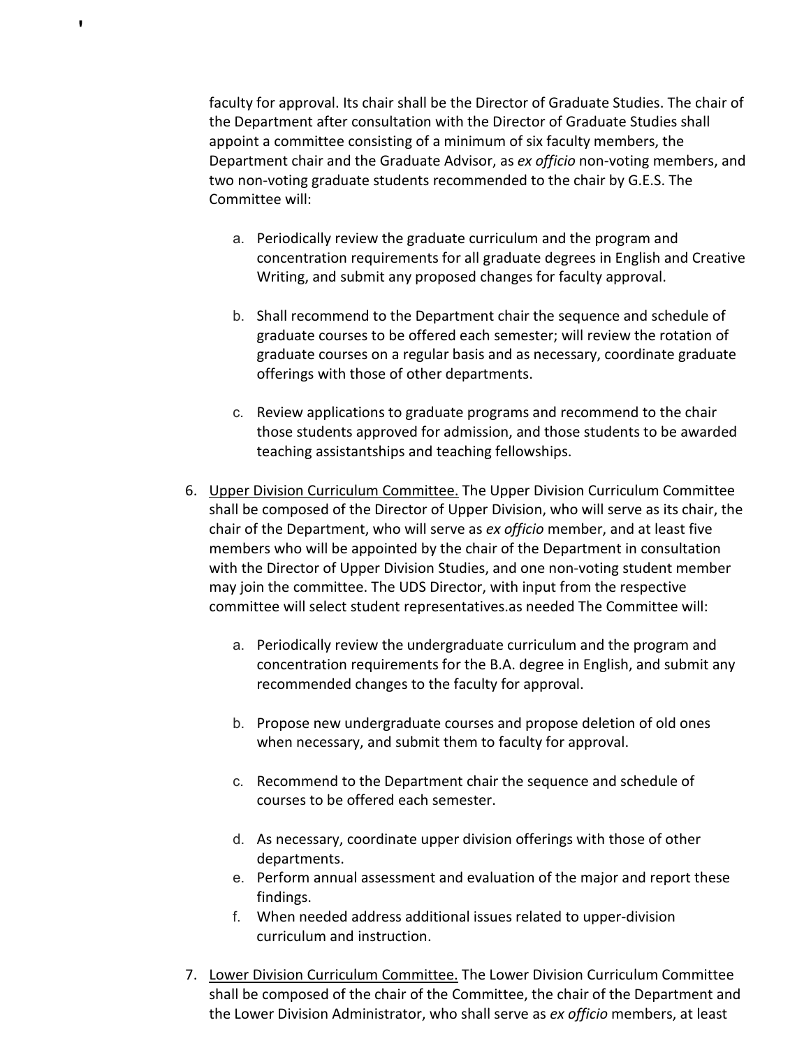faculty for approval. Its chair shall be the Director of Graduate Studies. The chair of the Department after consultation with the Director of Graduate Studies shall appoint a committee consisting of a minimum of six faculty members, the Department chair and the Graduate Advisor, as *ex officio* non-voting members, and two non-voting graduate students recommended to the chair by G.E.S. The Committee will:

a. Periodically review the graduate curriculum and the program and concentration requirements for all graduate degrees in English and Creative Writing, and submit any proposed changes for faculty approval.

b. Shall recommend to the Department chair the sequence and schedule of graduate courses to be offered each semester; will review the rotation of graduate courses on a regular basis and as necessary, coordinate graduate offerings with those of other departments.

c. Review applications to graduate programs and recommend to the chair those students approved for admission, and those students to be awarded teaching assistantships and teaching fellowships.

6. <u>Upper Division Curriculum Committee.</u> The Upper Division Curriculum Committee shall be composed of the Director of Upper Division, who will serve as its chair, the chair of the Department, who will serve as *ex officio* member, and at least five members who will be appointed by the chair of the Department in consultation with the Director of Upper Division Studies, and one non-voting student member may join the committee. The UDS Director, with input from the respective committee will select student representatives.as needed The Committee will:

   a. Periodically review the undergraduate curriculum and the program and concentration requirements for the B.A. degree in English, and submit any recommended changes to the faculty for approval.

   b. Propose new undergraduate courses and propose deletion of old ones when necessary, and submit them to faculty for approval.

   c. Recommend to the Department chair the sequence and schedule of courses to be offered each semester.

   d. As necessary, coordinate upper division offerings with those of other departments.
   e. Perform annual assessment and evaluation of the major and report these findings.
   f. When needed address additional issues related to upper-division curriculum and instruction.

7. <u>Lower Division Curriculum Committee.</u> The Lower Division Curriculum Committee shall be composed of the chair of the Committee, the chair of the Department and the Lower Division Administrator, who shall serve as *ex officio* members, at least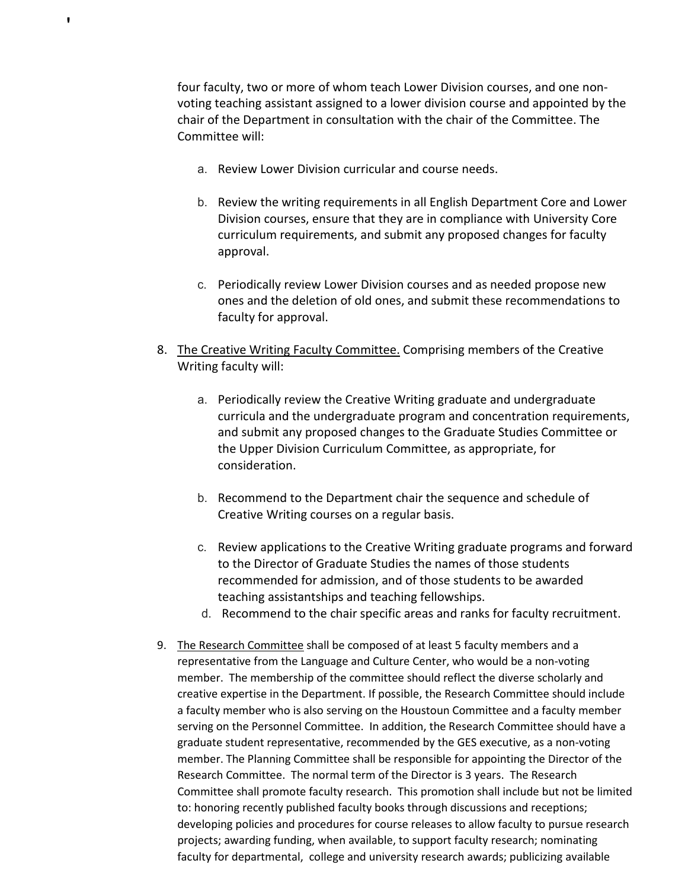four faculty, two or more of whom teach Lower Division courses, and one non-voting teaching assistant assigned to a lower division course and appointed by the chair of the Department in consultation with the chair of the Committee. The Committee will:

   a. Review Lower Division curricular and course needs.

   b. Review the writing requirements in all English Department Core and Lower Division courses, ensure that they are in compliance with University Core curriculum requirements, and submit any proposed changes for faculty approval.

   c. Periodically review Lower Division courses and as needed propose new ones and the deletion of old ones, and submit these recommendations to faculty for approval.

8. <u>The Creative Writing Faculty Committee.</u> Comprising members of the Creative Writing faculty will:

   a. Periodically review the Creative Writing graduate and undergraduate curricula and the undergraduate program and concentration requirements, and submit any proposed changes to the Graduate Studies Committee or the Upper Division Curriculum Committee, as appropriate, for consideration.

   b. Recommend to the Department chair the sequence and schedule of Creative Writing courses on a regular basis.

   c. Review applications to the Creative Writing graduate programs and forward to the Director of Graduate Studies the names of those students recommended for admission, and of those students to be awarded teaching assistantships and teaching fellowships.

   d. Recommend to the chair specific areas and ranks for faculty recruitment.

9. <u>The Research Committee</u> shall be composed of at least 5 faculty members and a representative from the Language and Culture Center, who would be a non-voting member. The membership of the committee should reflect the diverse scholarly and creative expertise in the Department. If possible, the Research Committee should include a faculty member who is also serving on the Houstoun Committee and a faculty member serving on the Personnel Committee. In addition, the Research Committee should have a graduate student representative, recommended by the GES executive, as a non-voting member. The Planning Committee shall be responsible for appointing the Director of the Research Committee. The normal term of the Director is 3 years. The Research Committee shall promote faculty research. This promotion shall include but not be limited to: honoring recently published faculty books through discussions and receptions; developing policies and procedures for course releases to allow faculty to pursue research projects; awarding funding, when available, to support faculty research; nominating faculty for departmental, college and university research awards; publicizing available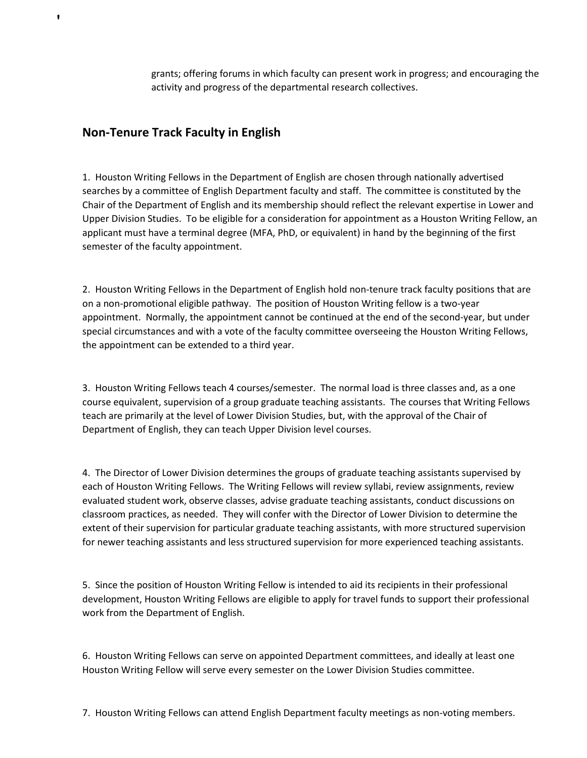grants; offering forums in which faculty can present work in progress; and encouraging the activity and progress of the departmental research collectives.

## Non-Tenure Track Faculty in English

1. Houston Writing Fellows in the Department of English are chosen through nationally advertised searches by a committee of English Department faculty and staff. The committee is constituted by the Chair of the Department of English and its membership should reflect the relevant expertise in Lower and Upper Division Studies. To be eligible for a consideration for appointment as a Houston Writing Fellow, an applicant must have a terminal degree (MFA, PhD, or equivalent) in hand by the beginning of the first semester of the faculty appointment.

2. Houston Writing Fellows in the Department of English hold non-tenure track faculty positions that are on a non-promotional eligible pathway. The position of Houston Writing fellow is a two-year appointment. Normally, the appointment cannot be continued at the end of the second-year, but under special circumstances and with a vote of the faculty committee overseeing the Houston Writing Fellows, the appointment can be extended to a third year.

3. Houston Writing Fellows teach 4 courses/semester. The normal load is three classes and, as a one course equivalent, supervision of a group graduate teaching assistants. The courses that Writing Fellows teach are primarily at the level of Lower Division Studies, but, with the approval of the Chair of Department of English, they can teach Upper Division level courses.

4. The Director of Lower Division determines the groups of graduate teaching assistants supervised by each of Houston Writing Fellows. The Writing Fellows will review syllabi, review assignments, review evaluated student work, observe classes, advise graduate teaching assistants, conduct discussions on classroom practices, as needed. They will confer with the Director of Lower Division to determine the extent of their supervision for particular graduate teaching assistants, with more structured supervision for newer teaching assistants and less structured supervision for more experienced teaching assistants.

5. Since the position of Houston Writing Fellow is intended to aid its recipients in their professional development, Houston Writing Fellows are eligible to apply for travel funds to support their professional work from the Department of English.

6. Houston Writing Fellows can serve on appointed Department committees, and ideally at least one Houston Writing Fellow will serve every semester on the Lower Division Studies committee.

7. Houston Writing Fellows can attend English Department faculty meetings as non-voting members.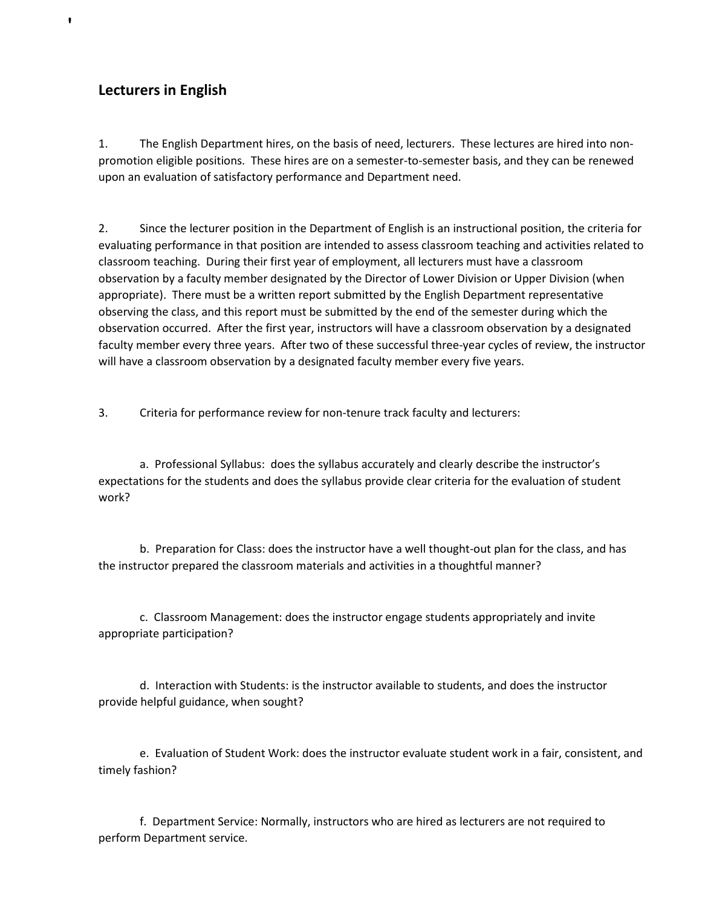## Lecturers in English

1. The English Department hires, on the basis of need, lecturers. These lectures are hired into non-promotion eligible positions. These hires are on a semester-to-semester basis, and they can be renewed upon an evaluation of satisfactory performance and Department need.

2. Since the lecturer position in the Department of English is an instructional position, the criteria for evaluating performance in that position are intended to assess classroom teaching and activities related to classroom teaching. During their first year of employment, all lecturers must have a classroom observation by a faculty member designated by the Director of Lower Division or Upper Division (when appropriate). There must be a written report submitted by the English Department representative observing the class, and this report must be submitted by the end of the semester during which the observation occurred. After the first year, instructors will have a classroom observation by a designated faculty member every three years. After two of these successful three-year cycles of review, the instructor will have a classroom observation by a designated faculty member every five years.

3. Criteria for performance review for non-tenure track faculty and lecturers:

   a. Professional Syllabus: does the syllabus accurately and clearly describe the instructor's expectations for the students and does the syllabus provide clear criteria for the evaluation of student work?

   b. Preparation for Class: does the instructor have a well thought-out plan for the class, and has the instructor prepared the classroom materials and activities in a thoughtful manner?

   c. Classroom Management: does the instructor engage students appropriately and invite appropriate participation?

   d. Interaction with Students: is the instructor available to students, and does the instructor provide helpful guidance, when sought?

   e. Evaluation of Student Work: does the instructor evaluate student work in a fair, consistent, and timely fashion?

   f. Department Service: Normally, instructors who are hired as lecturers are not required to perform Department service.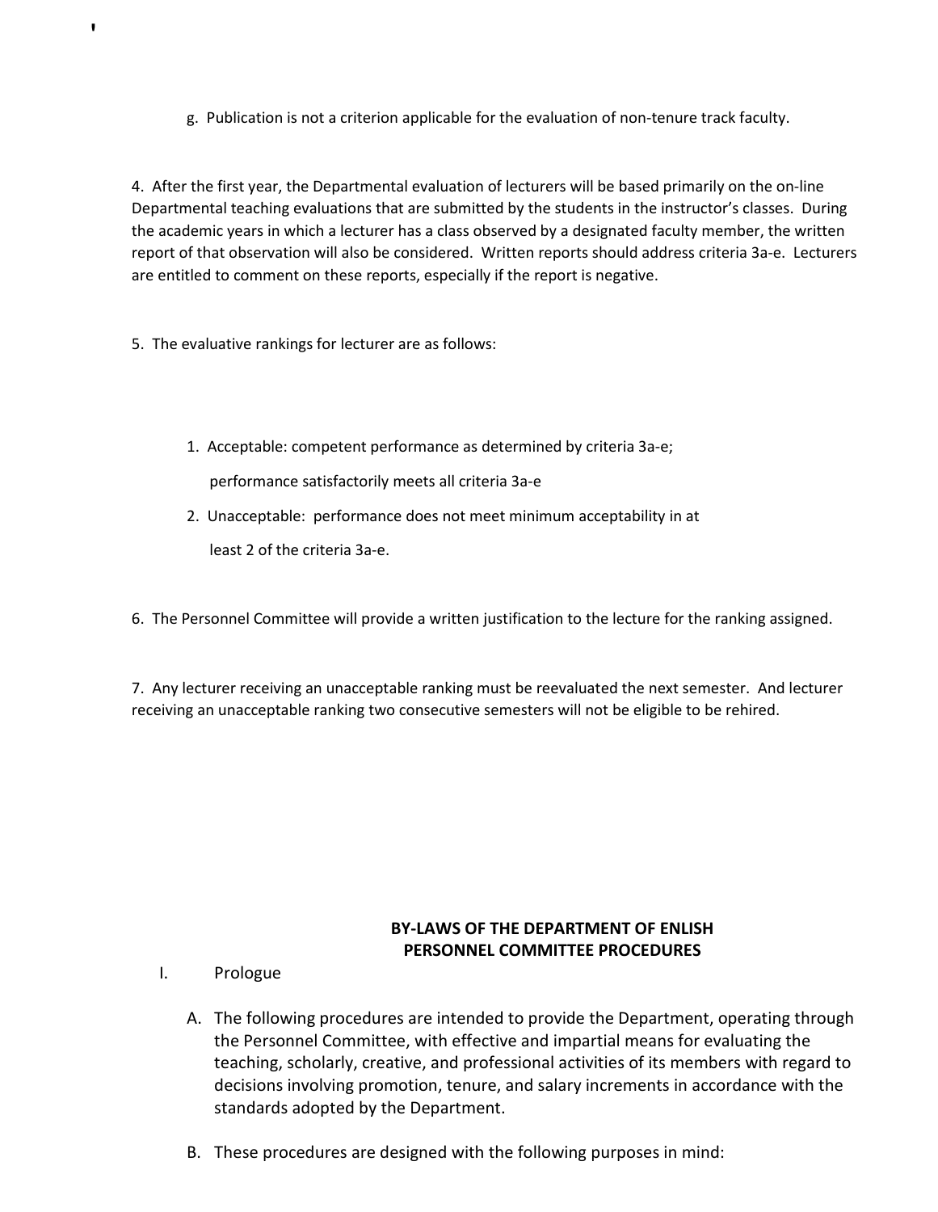g. Publication is not a criterion applicable for the evaluation of non-tenure track faculty.

4. After the first year, the Departmental evaluation of lecturers will be based primarily on the on-line Departmental teaching evaluations that are submitted by the students in the instructor's classes. During the academic years in which a lecturer has a class observed by a designated faculty member, the written report of that observation will also be considered. Written reports should address criteria 3a-e. Lecturers are entitled to comment on these reports, especially if the report is negative.

5. The evaluative rankings for lecturer are as follows:

1. Acceptable: competent performance as determined by criteria 3a-e;

   performance satisfactorily meets all criteria 3a-e

2. Unacceptable: performance does not meet minimum acceptability in at

   least 2 of the criteria 3a-e.

6. The Personnel Committee will provide a written justification to the lecture for the ranking assigned.

7. Any lecturer receiving an unacceptable ranking must be reevaluated the next semester. And lecturer receiving an unacceptable ranking two consecutive semesters will not be eligible to be rehired.

## BY-LAWS OF THE DEPARTMENT OF ENLISH PERSONNEL COMMITTEE PROCEDURES

I. Prologue

A. The following procedures are intended to provide the Department, operating through the Personnel Committee, with effective and impartial means for evaluating the teaching, scholarly, creative, and professional activities of its members with regard to decisions involving promotion, tenure, and salary increments in accordance with the standards adopted by the Department.

B. These procedures are designed with the following purposes in mind: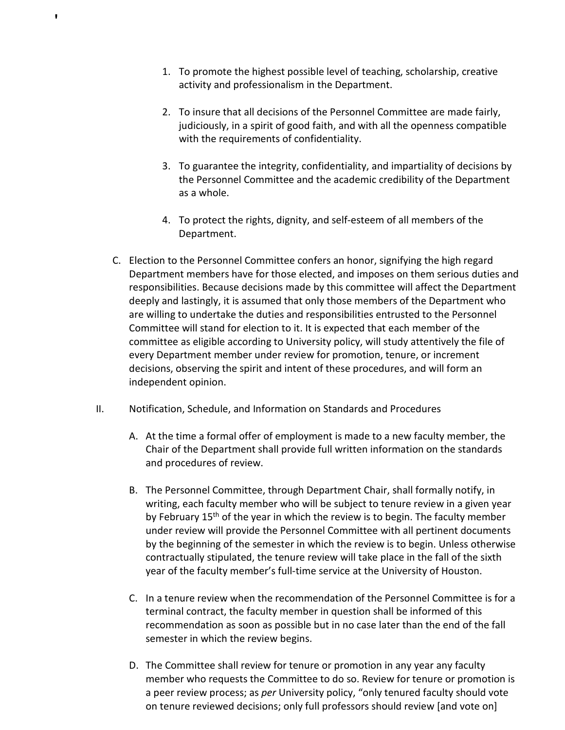1. To promote the highest possible level of teaching, scholarship, creative activity and professionalism in the Department.

2. To insure that all decisions of the Personnel Committee are made fairly, judiciously, in a spirit of good faith, and with all the openness compatible with the requirements of confidentiality.

3. To guarantee the integrity, confidentiality, and impartiality of decisions by the Personnel Committee and the academic credibility of the Department as a whole.

4. To protect the rights, dignity, and self-esteem of all members of the Department.

C. Election to the Personnel Committee confers an honor, signifying the high regard Department members have for those elected, and imposes on them serious duties and responsibilities. Because decisions made by this committee will affect the Department deeply and lastingly, it is assumed that only those members of the Department who are willing to undertake the duties and responsibilities entrusted to the Personnel Committee will stand for election to it. It is expected that each member of the committee as eligible according to University policy, will study attentively the file of every Department member under review for promotion, tenure, or increment decisions, observing the spirit and intent of these procedures, and will form an independent opinion.

II. Notification, Schedule, and Information on Standards and Procedures

A. At the time a formal offer of employment is made to a new faculty member, the Chair of the Department shall provide full written information on the standards and procedures of review.

B. The Personnel Committee, through Department Chair, shall formally notify, in writing, each faculty member who will be subject to tenure review in a given year by February 15th of the year in which the review is to begin. The faculty member under review will provide the Personnel Committee with all pertinent documents by the beginning of the semester in which the review is to begin. Unless otherwise contractually stipulated, the tenure review will take place in the fall of the sixth year of the faculty member's full-time service at the University of Houston.

C. In a tenure review when the recommendation of the Personnel Committee is for a terminal contract, the faculty member in question shall be informed of this recommendation as soon as possible but in no case later than the end of the fall semester in which the review begins.

D. The Committee shall review for tenure or promotion in any year any faculty member who requests the Committee to do so. Review for tenure or promotion is a peer review process; as *per* University policy, "only tenured faculty should vote on tenure reviewed decisions; only full professors should review [and vote on]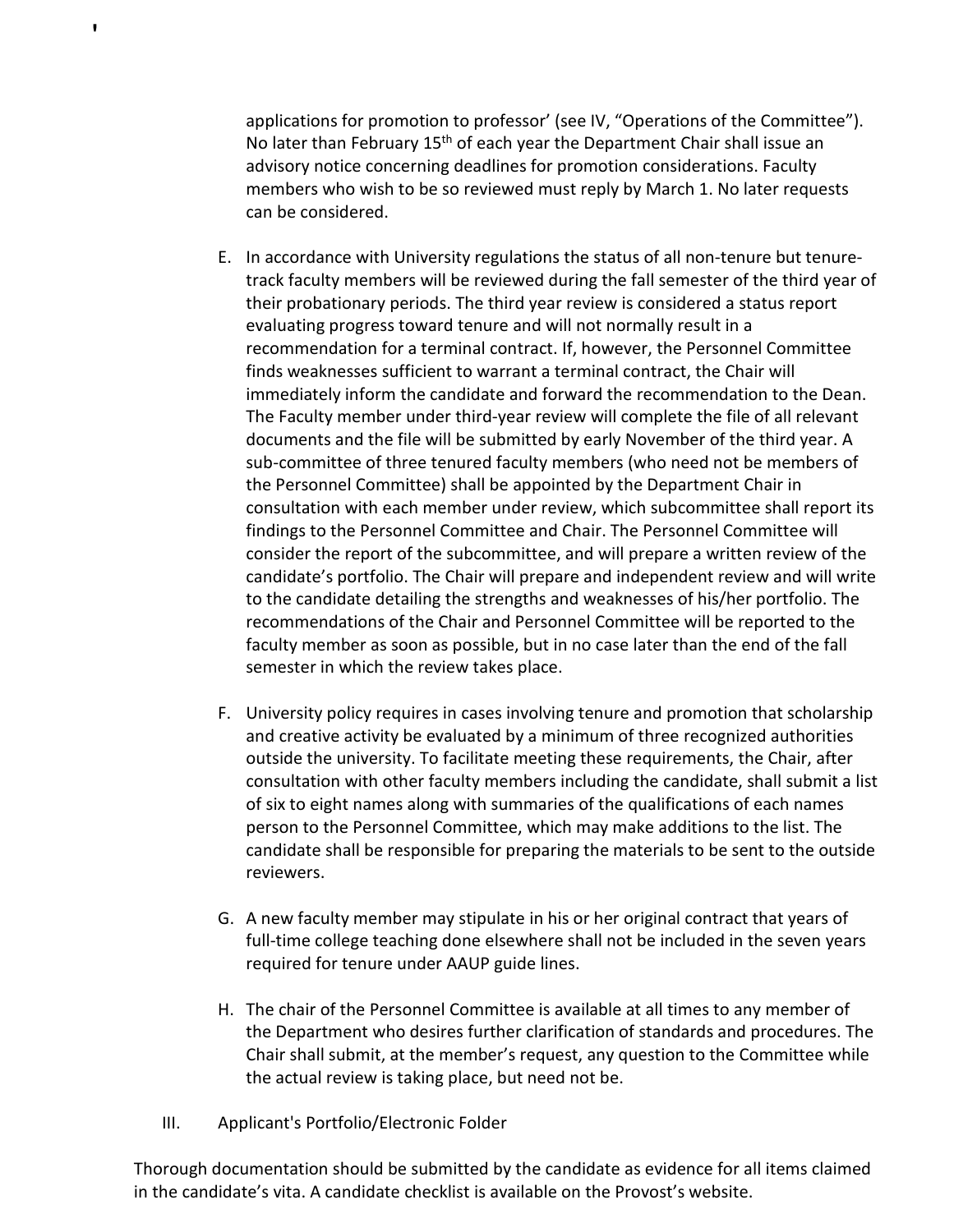applications for promotion to professor' (see IV, "Operations of the Committee"). No later than February 15th of each year the Department Chair shall issue an advisory notice concerning deadlines for promotion considerations. Faculty members who wish to be so reviewed must reply by March 1. No later requests can be considered.

E. In accordance with University regulations the status of all non-tenure but tenure-track faculty members will be reviewed during the fall semester of the third year of their probationary periods. The third year review is considered a status report evaluating progress toward tenure and will not normally result in a recommendation for a terminal contract. If, however, the Personnel Committee finds weaknesses sufficient to warrant a terminal contract, the Chair will immediately inform the candidate and forward the recommendation to the Dean. The Faculty member under third-year review will complete the file of all relevant documents and the file will be submitted by early November of the third year. A sub-committee of three tenured faculty members (who need not be members of the Personnel Committee) shall be appointed by the Department Chair in consultation with each member under review, which subcommittee shall report its findings to the Personnel Committee and Chair. The Personnel Committee will consider the report of the subcommittee, and will prepare a written review of the candidate's portfolio. The Chair will prepare and independent review and will write to the candidate detailing the strengths and weaknesses of his/her portfolio. The recommendations of the Chair and Personnel Committee will be reported to the faculty member as soon as possible, but in no case later than the end of the fall semester in which the review takes place.

F. University policy requires in cases involving tenure and promotion that scholarship and creative activity be evaluated by a minimum of three recognized authorities outside the university. To facilitate meeting these requirements, the Chair, after consultation with other faculty members including the candidate, shall submit a list of six to eight names along with summaries of the qualifications of each names person to the Personnel Committee, which may make additions to the list. The candidate shall be responsible for preparing the materials to be sent to the outside reviewers.

G. A new faculty member may stipulate in his or her original contract that years of full-time college teaching done elsewhere shall not be included in the seven years required for tenure under AAUP guide lines.

H. The chair of the Personnel Committee is available at all times to any member of the Department who desires further clarification of standards and procedures. The Chair shall submit, at the member's request, any question to the Committee while the actual review is taking place, but need not be.

## III. Applicant's Portfolio/Electronic Folder

Thorough documentation should be submitted by the candidate as evidence for all items claimed in the candidate's vita. A candidate checklist is available on the Provost's website.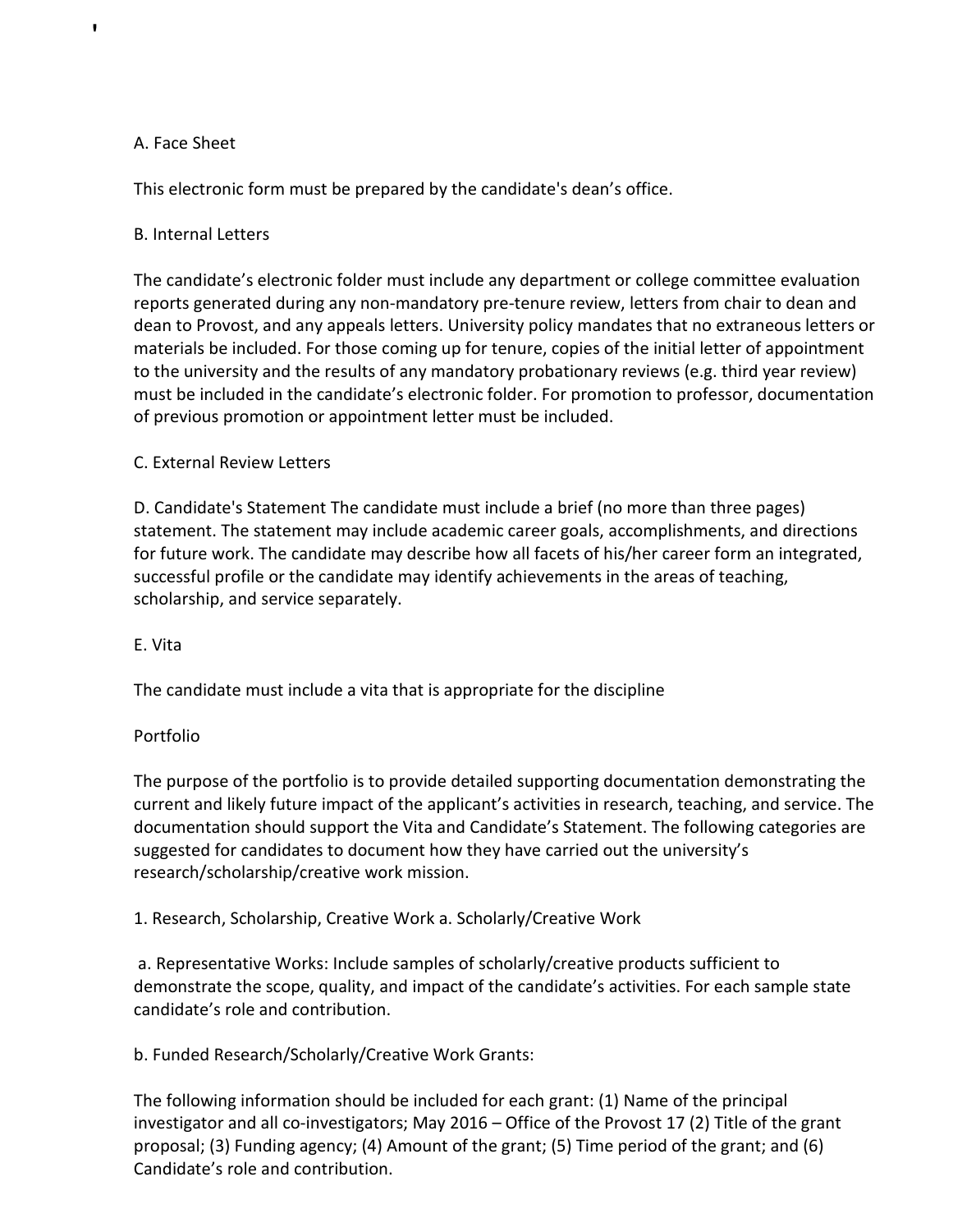A. Face Sheet

This electronic form must be prepared by the candidate's dean's office.

B. Internal Letters

The candidate's electronic folder must include any department or college committee evaluation reports generated during any non-mandatory pre-tenure review, letters from chair to dean and dean to Provost, and any appeals letters. University policy mandates that no extraneous letters or materials be included. For those coming up for tenure, copies of the initial letter of appointment to the university and the results of any mandatory probationary reviews (e.g. third year review) must be included in the candidate's electronic folder. For promotion to professor, documentation of previous promotion or appointment letter must be included.

C. External Review Letters

D. Candidate's Statement The candidate must include a brief (no more than three pages) statement. The statement may include academic career goals, accomplishments, and directions for future work. The candidate may describe how all facets of his/her career form an integrated, successful profile or the candidate may identify achievements in the areas of teaching, scholarship, and service separately.

E. Vita

The candidate must include a vita that is appropriate for the discipline

Portfolio

The purpose of the portfolio is to provide detailed supporting documentation demonstrating the current and likely future impact of the applicant's activities in research, teaching, and service. The documentation should support the Vita and Candidate's Statement. The following categories are suggested for candidates to document how they have carried out the university's research/scholarship/creative work mission.

1. Research, Scholarship, Creative Work a. Scholarly/Creative Work

a. Representative Works: Include samples of scholarly/creative products sufficient to demonstrate the scope, quality, and impact of the candidate's activities. For each sample state candidate's role and contribution.

b. Funded Research/Scholarly/Creative Work Grants:

The following information should be included for each grant: (1) Name of the principal investigator and all co-investigators; May 2016 – Office of the Provost 17 (2) Title of the grant proposal; (3) Funding agency; (4) Amount of the grant; (5) Time period of the grant; and (6) Candidate's role and contribution.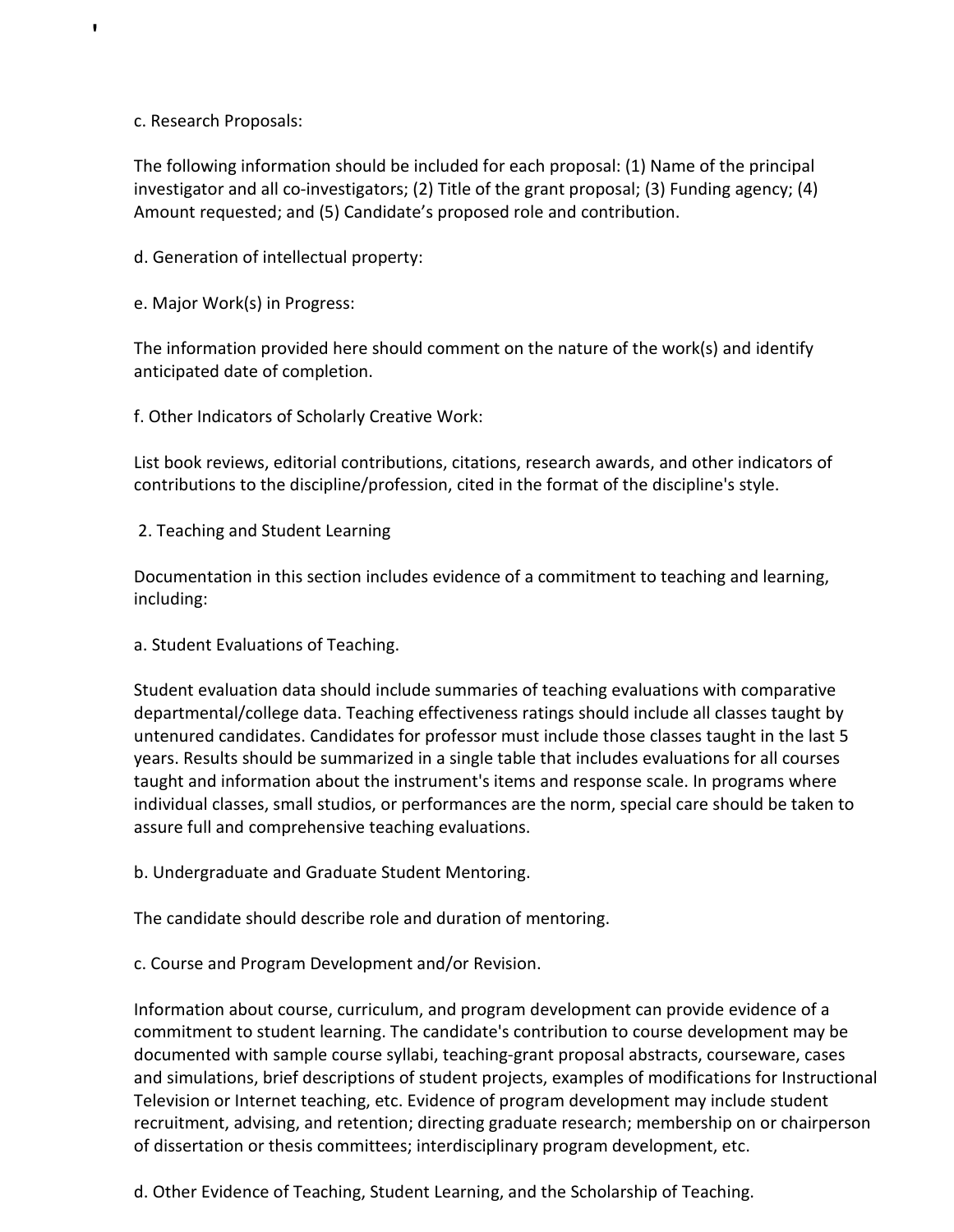c. Research Proposals:

The following information should be included for each proposal: (1) Name of the principal investigator and all co-investigators; (2) Title of the grant proposal; (3) Funding agency; (4) Amount requested; and (5) Candidate's proposed role and contribution.

d. Generation of intellectual property:

e. Major Work(s) in Progress:

The information provided here should comment on the nature of the work(s) and identify anticipated date of completion.

f. Other Indicators of Scholarly Creative Work:

List book reviews, editorial contributions, citations, research awards, and other indicators of contributions to the discipline/profession, cited in the format of the discipline's style.

2. Teaching and Student Learning

Documentation in this section includes evidence of a commitment to teaching and learning, including:

a. Student Evaluations of Teaching.

Student evaluation data should include summaries of teaching evaluations with comparative departmental/college data. Teaching effectiveness ratings should include all classes taught by untenured candidates. Candidates for professor must include those classes taught in the last 5 years. Results should be summarized in a single table that includes evaluations for all courses taught and information about the instrument's items and response scale. In programs where individual classes, small studios, or performances are the norm, special care should be taken to assure full and comprehensive teaching evaluations.

b. Undergraduate and Graduate Student Mentoring.

The candidate should describe role and duration of mentoring.

c. Course and Program Development and/or Revision.

Information about course, curriculum, and program development can provide evidence of a commitment to student learning. The candidate's contribution to course development may be documented with sample course syllabi, teaching-grant proposal abstracts, courseware, cases and simulations, brief descriptions of student projects, examples of modifications for Instructional Television or Internet teaching, etc. Evidence of program development may include student recruitment, advising, and retention; directing graduate research; membership on or chairperson of dissertation or thesis committees; interdisciplinary program development, etc.

d. Other Evidence of Teaching, Student Learning, and the Scholarship of Teaching.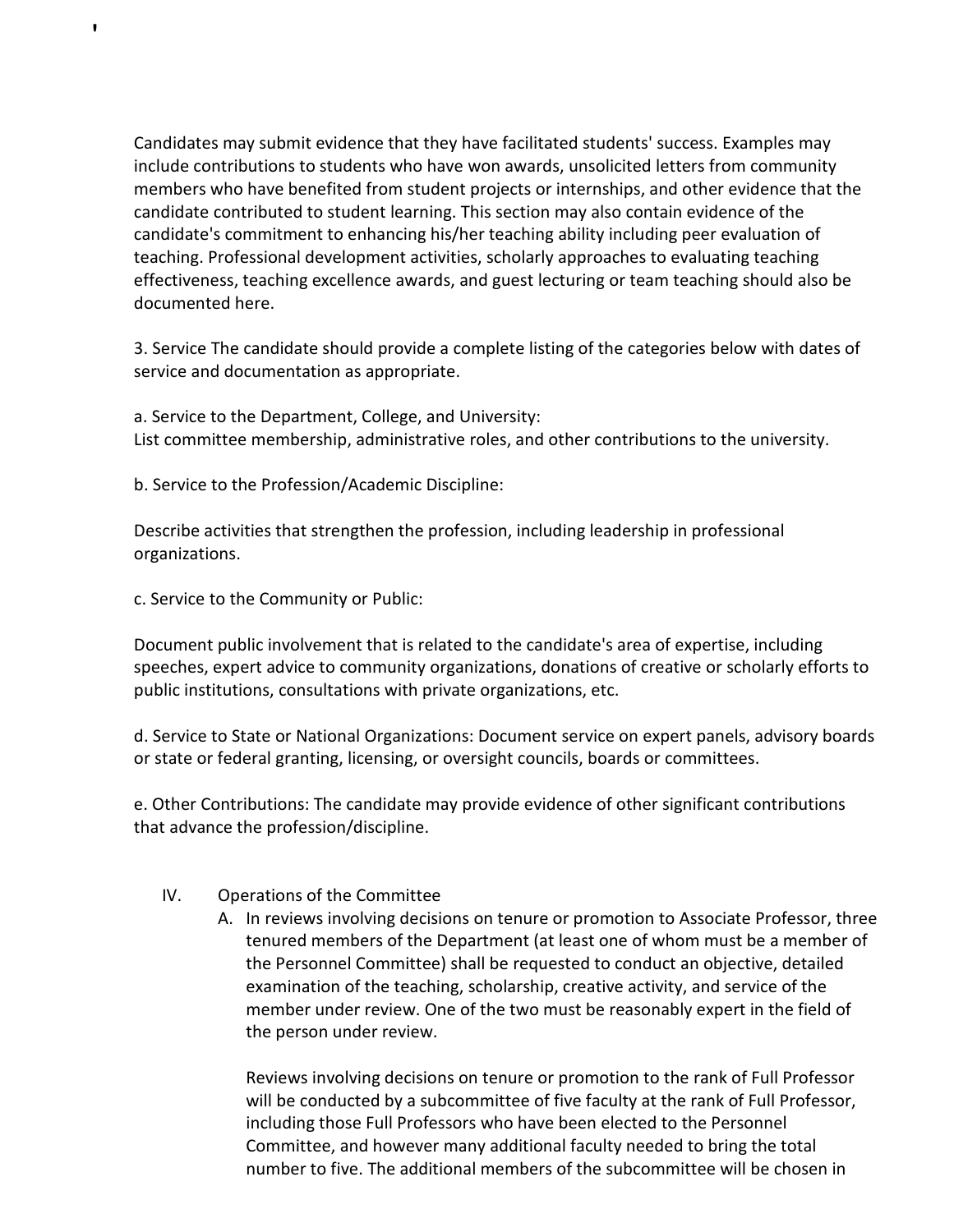Candidates may submit evidence that they have facilitated students' success. Examples may include contributions to students who have won awards, unsolicited letters from community members who have benefited from student projects or internships, and other evidence that the candidate contributed to student learning. This section may also contain evidence of the candidate's commitment to enhancing his/her teaching ability including peer evaluation of teaching. Professional development activities, scholarly approaches to evaluating teaching effectiveness, teaching excellence awards, and guest lecturing or team teaching should also be documented here.

3. Service The candidate should provide a complete listing of the categories below with dates of service and documentation as appropriate.

a. Service to the Department, College, and University:
List committee membership, administrative roles, and other contributions to the university.

b. Service to the Profession/Academic Discipline:

Describe activities that strengthen the profession, including leadership in professional organizations.

c. Service to the Community or Public:

Document public involvement that is related to the candidate's area of expertise, including speeches, expert advice to community organizations, donations of creative or scholarly efforts to public institutions, consultations with private organizations, etc.

d. Service to State or National Organizations: Document service on expert panels, advisory boards or state or federal granting, licensing, or oversight councils, boards or committees.

e. Other Contributions: The candidate may provide evidence of other significant contributions that advance the profession/discipline.

IV. Operations of the Committee

A. In reviews involving decisions on tenure or promotion to Associate Professor, three tenured members of the Department (at least one of whom must be a member of the Personnel Committee) shall be requested to conduct an objective, detailed examination of the teaching, scholarship, creative activity, and service of the member under review. One of the two must be reasonably expert in the field of the person under review.

   Reviews involving decisions on tenure or promotion to the rank of Full Professor will be conducted by a subcommittee of five faculty at the rank of Full Professor, including those Full Professors who have been elected to the Personnel Committee, and however many additional faculty needed to bring the total number to five. The additional members of the subcommittee will be chosen in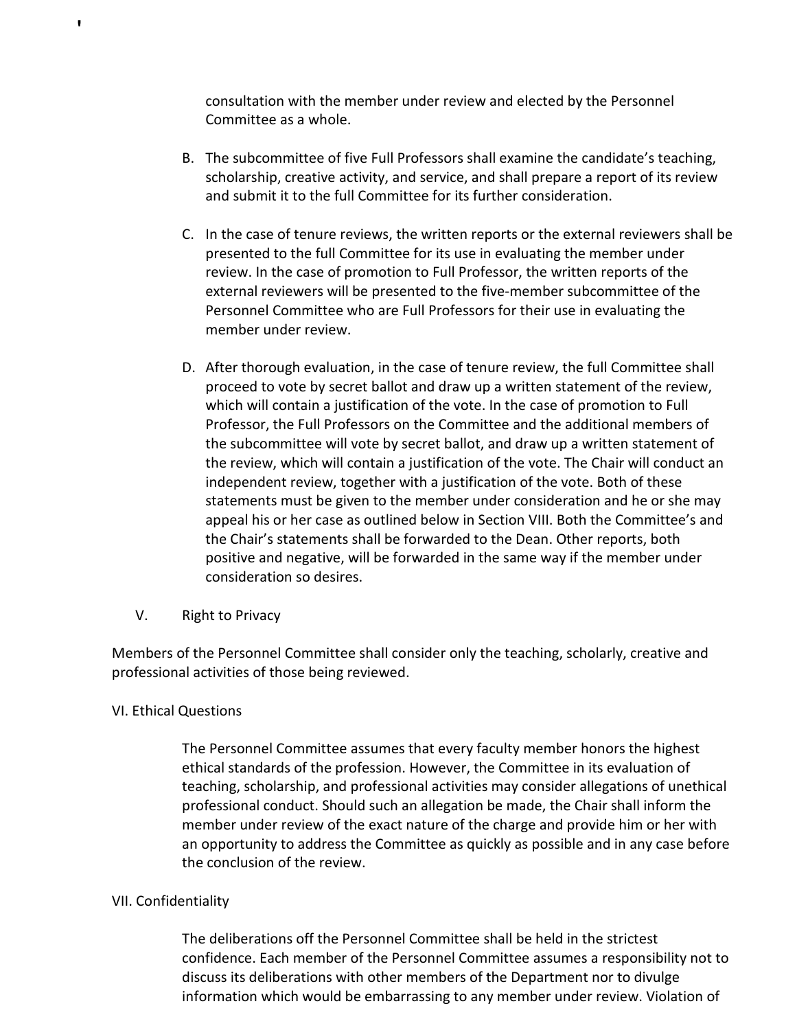consultation with the member under review and elected by the Personnel Committee as a whole.

B. The subcommittee of five Full Professors shall examine the candidate's teaching, scholarship, creative activity, and service, and shall prepare a report of its review and submit it to the full Committee for its further consideration.

C. In the case of tenure reviews, the written reports or the external reviewers shall be presented to the full Committee for its use in evaluating the member under review. In the case of promotion to Full Professor, the written reports of the external reviewers will be presented to the five-member subcommittee of the Personnel Committee who are Full Professors for their use in evaluating the member under review.

D. After thorough evaluation, in the case of tenure review, the full Committee shall proceed to vote by secret ballot and draw up a written statement of the review, which will contain a justification of the vote. In the case of promotion to Full Professor, the Full Professors on the Committee and the additional members of the subcommittee will vote by secret ballot, and draw up a written statement of the review, which will contain a justification of the vote. The Chair will conduct an independent review, together with a justification of the vote. Both of these statements must be given to the member under consideration and he or she may appeal his or her case as outlined below in Section VIII. Both the Committee's and the Chair's statements shall be forwarded to the Dean. Other reports, both positive and negative, will be forwarded in the same way if the member under consideration so desires.

## V. Right to Privacy

Members of the Personnel Committee shall consider only the teaching, scholarly, creative and professional activities of those being reviewed.

## VI. Ethical Questions

The Personnel Committee assumes that every faculty member honors the highest ethical standards of the profession. However, the Committee in its evaluation of teaching, scholarship, and professional activities may consider allegations of unethical professional conduct. Should such an allegation be made, the Chair shall inform the member under review of the exact nature of the charge and provide him or her with an opportunity to address the Committee as quickly as possible and in any case before the conclusion of the review.

## VII. Confidentiality

The deliberations off the Personnel Committee shall be held in the strictest confidence. Each member of the Personnel Committee assumes a responsibility not to discuss its deliberations with other members of the Department nor to divulge information which would be embarrassing to any member under review. Violation of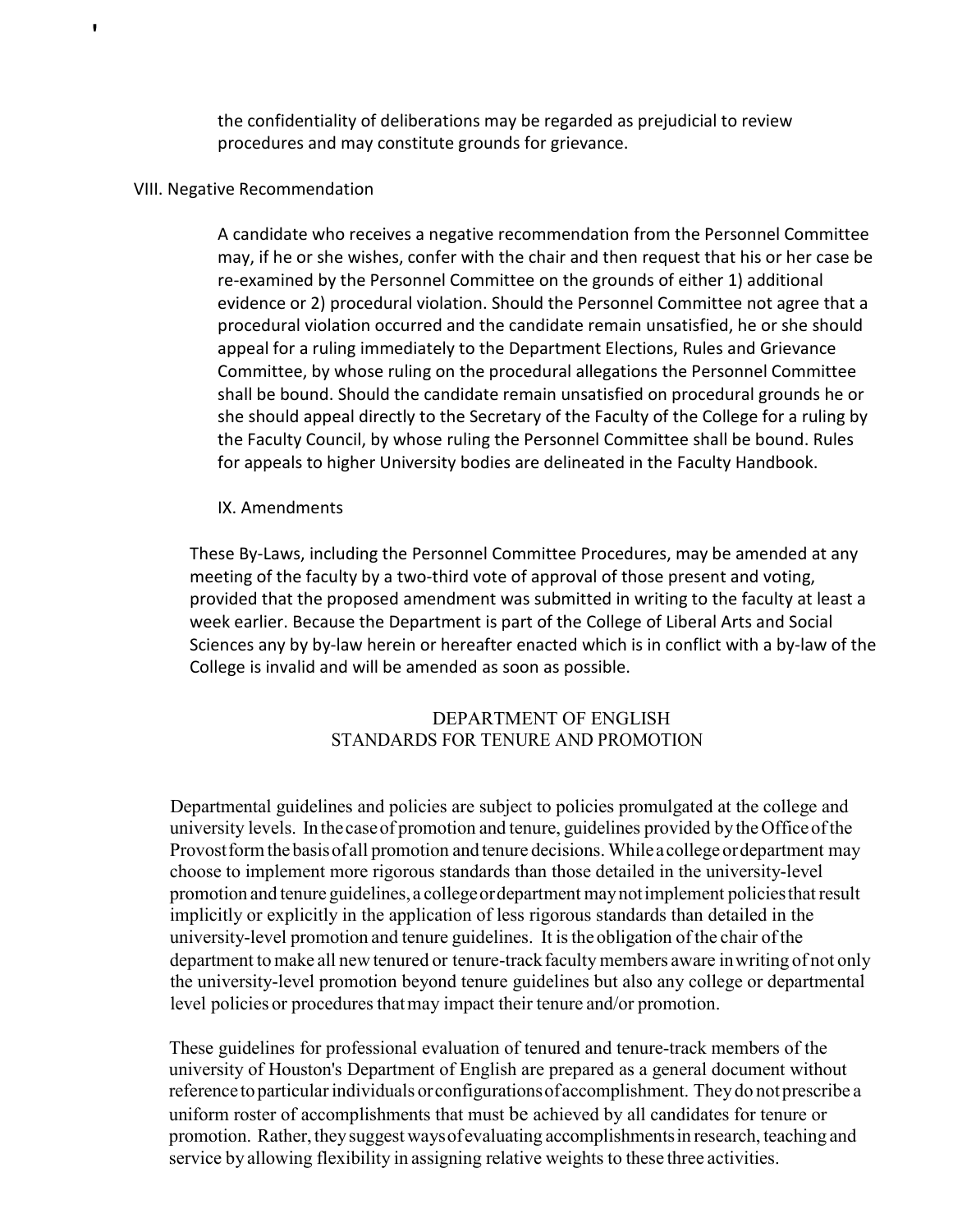the confidentiality of deliberations may be regarded as prejudicial to review procedures and may constitute grounds for grievance.

## VIII. Negative Recommendation

A candidate who receives a negative recommendation from the Personnel Committee may, if he or she wishes, confer with the chair and then request that his or her case be re-examined by the Personnel Committee on the grounds of either 1) additional evidence or 2) procedural violation. Should the Personnel Committee not agree that a procedural violation occurred and the candidate remain unsatisfied, he or she should appeal for a ruling immediately to the Department Elections, Rules and Grievance Committee, by whose ruling on the procedural allegations the Personnel Committee shall be bound. Should the candidate remain unsatisfied on procedural grounds he or she should appeal directly to the Secretary of the Faculty of the College for a ruling by the Faculty Council, by whose ruling the Personnel Committee shall be bound. Rules for appeals to higher University bodies are delineated in the Faculty Handbook.

## IX. Amendments

These By-Laws, including the Personnel Committee Procedures, may be amended at any meeting of the faculty by a two-third vote of approval of those present and voting, provided that the proposed amendment was submitted in writing to the faculty at least a week earlier. Because the Department is part of the College of Liberal Arts and Social Sciences any by by-law herein or hereafter enacted which is in conflict with a by-law of the College is invalid and will be amended as soon as possible.

# DEPARTMENT OF ENGLISH
# STANDARDS FOR TENURE AND PROMOTION

Departmental guidelines and policies are subject to policies promulgated at the college and university levels. In the case of promotion and tenure, guidelines provided by the Office of the Provost form the basis of all promotion and tenure decisions. While a college or department may choose to implement more rigorous standards than those detailed in the university-level promotion and tenure guidelines, a college or department may not implement policies that result implicitly or explicitly in the application of less rigorous standards than detailed in the university-level promotion and tenure guidelines. It is the obligation of the chair of the department to make all new tenured or tenure-track faculty members aware in writing of not only the university-level promotion beyond tenure guidelines but also any college or departmental level policies or procedures that may impact their tenure and/or promotion.

These guidelines for professional evaluation of tenured and tenure-track members of the university of Houston's Department of English are prepared as a general document without reference to particular individuals or configurations of accomplishment. They do not prescribe a uniform roster of accomplishments that must be achieved by all candidates for tenure or promotion. Rather, they suggest ways of evaluating accomplishments in research, teaching and service by allowing flexibility in assigning relative weights to these three activities.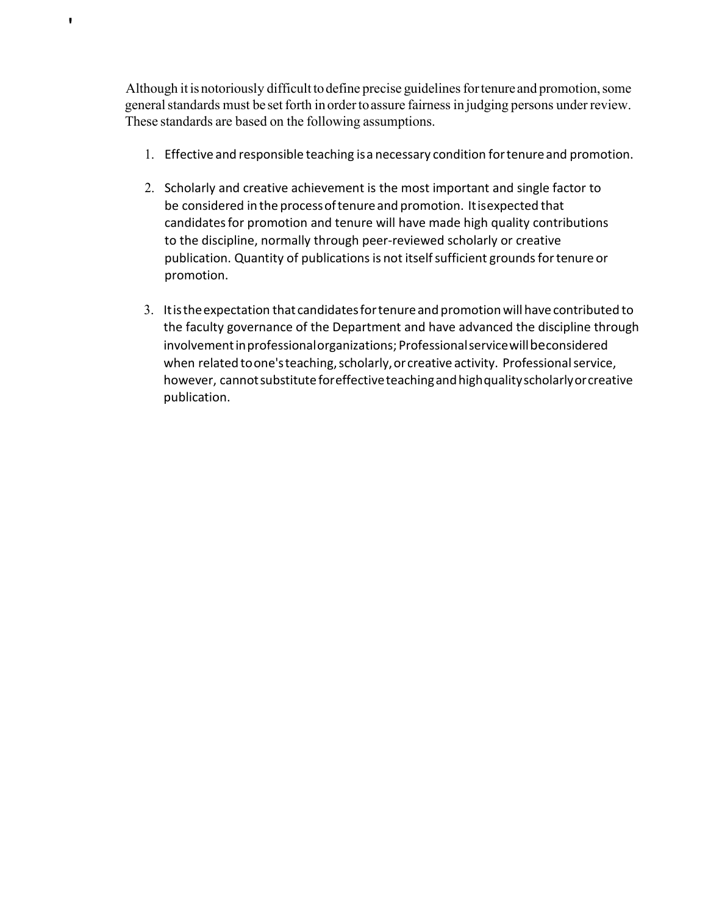Although it is notoriously difficult to define precise guidelines for tenure and promotion, some general standards must be set forth in order to assure fairness in judging persons under review. These standards are based on the following assumptions.

1. Effective and responsible teaching is a necessary condition for tenure and promotion.

2. Scholarly and creative achievement is the most important and single factor to be considered in the process of tenure and promotion. It is expected that candidates for promotion and tenure will have made high quality contributions to the discipline, normally through peer-reviewed scholarly or creative publication. Quantity of publications is not itself sufficient grounds for tenure or promotion.

3. It is the expectation that candidates for tenure and promotion will have contributed to the faculty governance of the Department and have advanced the discipline through involvement in professional organizations; Professional service will be considered when related to one's teaching, scholarly, or creative activity. Professional service, however, cannot substitute for effective teaching and high quality scholarly or creative publication.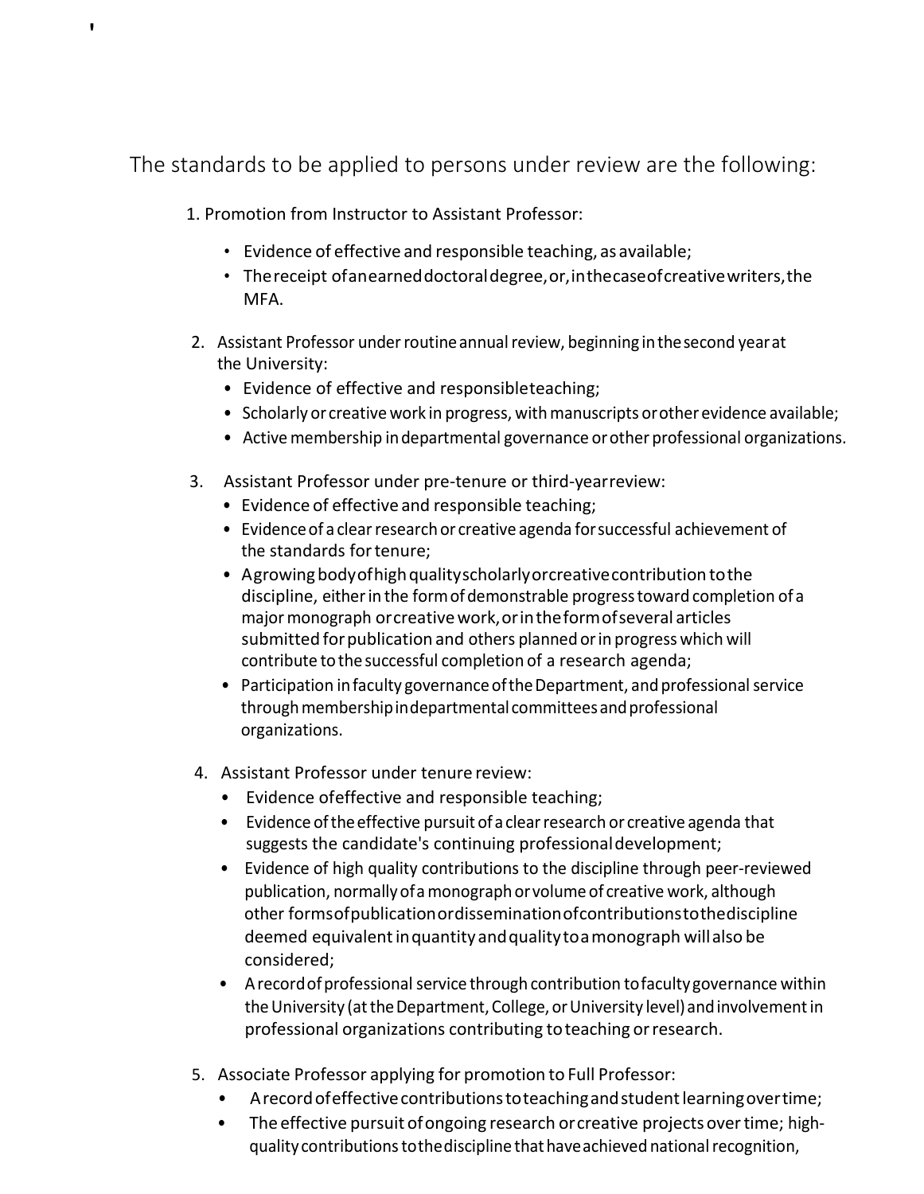The standards to be applied to persons under review are the following:

1. Promotion from Instructor to Assistant Professor:
   - Evidence of effective and responsible teaching, as available;
   - The receipt of an earned doctoral degree, or, in the case of creative writers, the MFA.

2. Assistant Professor under routine annual review, beginning in the second year at the University:
   - Evidence of effective and responsible teaching;
   - Scholarly or creative work in progress, with manuscripts or other evidence available;
   - Active membership in departmental governance or other professional organizations.

3. Assistant Professor under pre-tenure or third-year review:
   - Evidence of effective and responsible teaching;
   - Evidence of a clear research or creative agenda for successful achievement of the standards for tenure;
   - A growing body of high quality scholarly or creative contribution to the discipline, either in the form of demonstrable progress toward completion of a major monograph or creative work, or in the form of several articles submitted for publication and others planned or in progress which will contribute to the successful completion of a research agenda;
   - Participation in faculty governance of the Department, and professional service through membership in departmental committees and professional organizations.

4. Assistant Professor under tenure review:
   - Evidence of effective and responsible teaching;
   - Evidence of the effective pursuit of a clear research or creative agenda that suggests the candidate's continuing professional development;
   - Evidence of high quality contributions to the discipline through peer-reviewed publication, normally of a monograph or volume of creative work, although other forms of publication or dissemination of contributions to the discipline deemed equivalent in quantity and quality to a monograph will also be considered;
   - A record of professional service through contribution to faculty governance within the University (at the Department, College, or University level) and involvement in professional organizations contributing to teaching or research.

5. Associate Professor applying for promotion to Full Professor:
   - A record of effective contributions to teaching and student learning over time;
   - The effective pursuit of ongoing research or creative projects over time; high-quality contributions to the discipline that have achieved national recognition,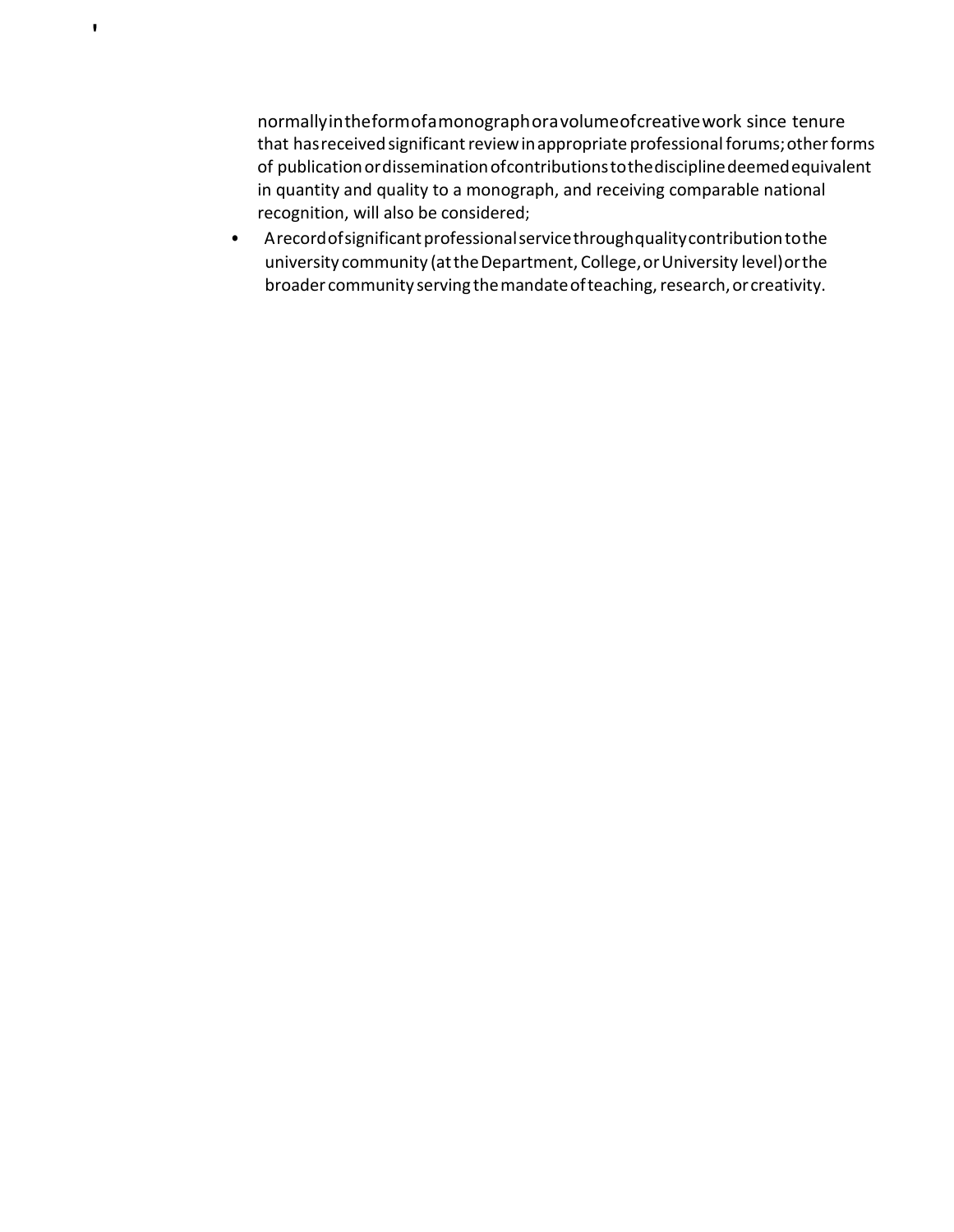normally in the form of a monograph or a volume of creative work since tenure that has received significant review in appropriate professional forums; other forms of publication or dissemination of contributions to the discipline deemed equivalent in quantity and quality to a monograph, and receiving comparable national recognition, will also be considered;

- A record of significant professional service through quality contribution to the university community (at the Department, College, or University level) or the broader community serving the mandate of teaching, research, or creativity.